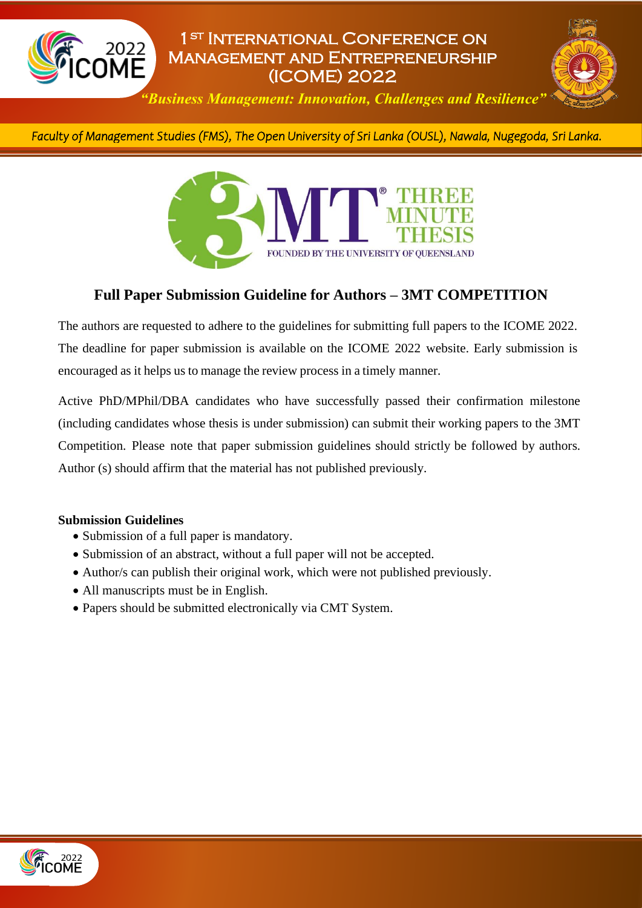# 1[ST] International Conference on Management and Entrepreneurship (ICOME) 2022

*"Business Management: Innovation, Challenges and Resilience"*

*Faculty of Management Studies (FMS), The Open University of Sri Lanka (OUSL), Nawala, Nugegoda, Sri Lanka.*

THREE MINUTE THESIS
FOUNDED BY THE UNIVERSITY OF QUEENSLAND

## Full Paper Submission Guideline for Authors – 3MT COMPETITION

The authors are requested to adhere to the guidelines for submitting full papers to the ICOME 2022. The deadline for paper submission is available on the ICOME 2022 website. Early submission is encouraged as it helps us to manage the review process in a timely manner.

Active PhD/MPhil/DBA candidates who have successfully passed their confirmation milestone (including candidates whose thesis is under submission) can submit their working papers to the 3MT Competition. Please note that paper submission guidelines should strictly be followed by authors. Author (s) should affirm that the material has not published previously.

**Submission Guidelines**

- Submission of a full paper is mandatory.
- Submission of an abstract, without a full paper will not be accepted.
- Author/s can publish their original work, which were not published previously.
- All manuscripts must be in English.
- Papers should be submitted electronically via CMT System.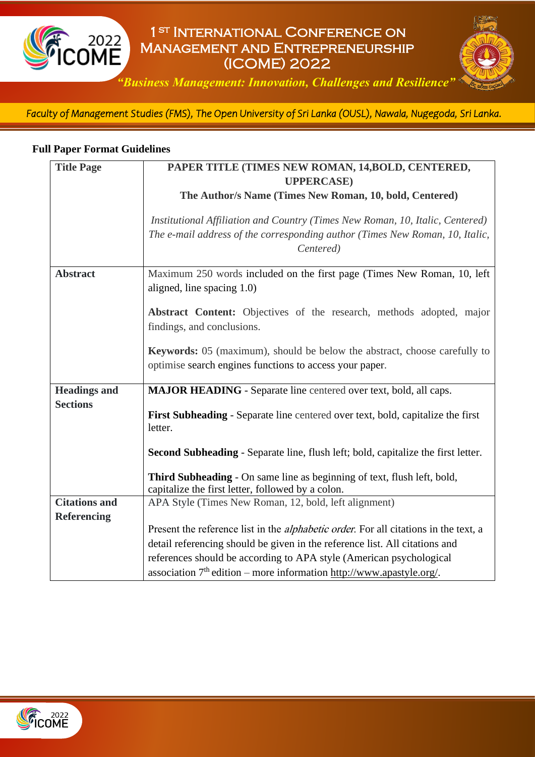**Full Paper Format Guidelines**

| | |
|---|---|
| **Title Page** | **PAPER TITLE (TIMES NEW ROMAN, 14,BOLD, CENTERED, UPPERCASE)** **The Author/s Name (Times New Roman, 10, bold, Centered)** *Institutional Affiliation and Country (Times New Roman, 10, Italic, Centered)* *The e-mail address of the corresponding author (Times New Roman, 10, Italic, Centered)* |
| **Abstract** | Maximum 250 words included on the first page (Times New Roman, 10, left aligned, line spacing 1.0) **Abstract Content:** Objectives of the research, methods adopted, major findings, and conclusions. **Keywords:** 05 (maximum), should be below the abstract, choose carefully to optimise search engines functions to access your paper. |
| **Headings and Sections** | **MAJOR HEADING** - Separate line centered over text, bold, all caps. **First Subheading** - Separate line centered over text, bold, capitalize the first letter. **Second Subheading** - Separate line, flush left; bold, capitalize the first letter. **Third Subheading** - On same line as beginning of text, flush left, bold, capitalize the first letter, followed by a colon. |
| **Citations and Referencing** | APA Style (Times New Roman, 12, bold, left alignment) Present the reference list in the *alphabetic order*. For all citations in the text, a detail referencing should be given in the reference list. All citations and references should be according to APA style (American psychological association 7th edition – more information http://www.apastyle.org/. |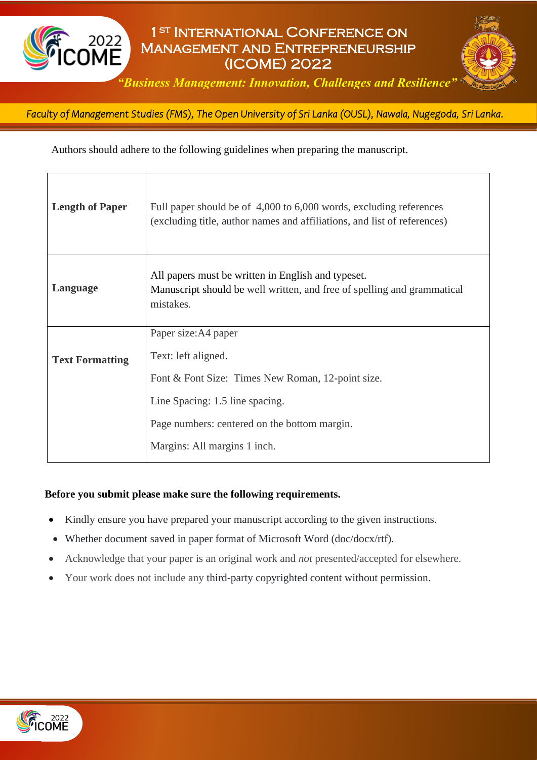Authors should adhere to the following guidelines when preparing the manuscript.

| | |
|---|---|
| **Length of Paper** | Full paper should be of 4,000 to 6,000 words, excluding references (excluding title, author names and affiliations, and list of references) |
| **Language** | All papers must be written in English and typeset. Manuscript should be well written, and free of spelling and grammatical mistakes. |
| **Text Formatting** | Paper size:A4 paper<br>Text: left aligned.<br>Font & Font Size: Times New Roman, 12-point size.<br>Line Spacing: 1.5 line spacing.<br>Page numbers: centered on the bottom margin.<br>Margins: All margins 1 inch. |

**Before you submit please make sure the following requirements.**

- Kindly ensure you have prepared your manuscript according to the given instructions.
- Whether document saved in paper format of Microsoft Word (doc/docx/rtf).
- Acknowledge that your paper is an original work and *not* presented/accepted for elsewhere.
- Your work does not include any third-party copyrighted content without permission.